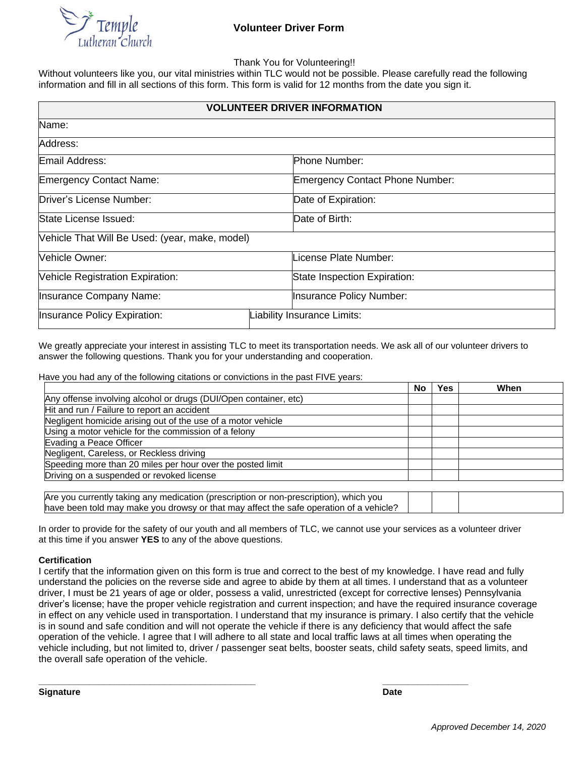Temple Lutheran Church

# Volunteer Driver Form

Thank You for Volunteering!!

Without volunteers like you, our vital ministries within TLC would not be possible. Please carefully read the following information and fill in all sections of this form. This form is valid for 12 months from the date you sign it.

| VOLUNTEER DRIVER INFORMATION | |
|---|---|
| Name: | |
| Address: | |
| Email Address: | Phone Number: |
| Emergency Contact Name: | Emergency Contact Phone Number: |
| Driver's License Number: | Date of Expiration: |
| State License Issued: | Date of Birth: |
| Vehicle That Will Be Used: (year, make, model) | |
| Vehicle Owner: | License Plate Number: |
| Vehicle Registration Expiration: | State Inspection Expiration: |
| Insurance Company Name: | Insurance Policy Number: |
| Insurance Policy Expiration: | Liability Insurance Limits: |

We greatly appreciate your interest in assisting TLC to meet its transportation needs. We ask all of our volunteer drivers to answer the following questions. Thank you for your understanding and cooperation.

Have you had any of the following citations or convictions in the past FIVE years:

| | No | Yes | When |
|---|---|---|---|
| Any offense involving alcohol or drugs (DUI/Open container, etc) | | | |
| Hit and run / Failure to report an accident | | | |
| Negligent homicide arising out of the use of a motor vehicle | | | |
| Using a motor vehicle for the commission of a felony | | | |
| Evading a Peace Officer | | | |
| Negligent, Careless, or Reckless driving | | | |
| Speeding more than 20 miles per hour over the posted limit | | | |
| Driving on a suspended or revoked license | | | |

| | | | |
|---|---|---|---|
| Are you currently taking any medication (prescription or non-prescription), which you have been told may make you drowsy or that may affect the safe operation of a vehicle? | | | |

In order to provide for the safety of our youth and all members of TLC, we cannot use your services as a volunteer driver at this time if you answer **YES** to any of the above questions.

**Certification**

I certify that the information given on this form is true and correct to the best of my knowledge. I have read and fully understand the policies on the reverse side and agree to abide by them at all times. I understand that as a volunteer driver, I must be 21 years of age or older, possess a valid, unrestricted (except for corrective lenses) Pennsylvania driver's license; have the proper vehicle registration and current inspection; and have the required insurance coverage in effect on any vehicle used in transportation. I understand that my insurance is primary. I also certify that the vehicle is in sound and safe condition and will not operate the vehicle if there is any deficiency that would affect the safe operation of the vehicle. I agree that I will adhere to all state and local traffic laws at all times when operating the vehicle including, but not limited to, driver / passenger seat belts, booster seats, child safety seats, speed limits, and the overall safe operation of the vehicle.

_____________________________________________ __________________

**Signature** **Date**

*Approved December 14, 2020*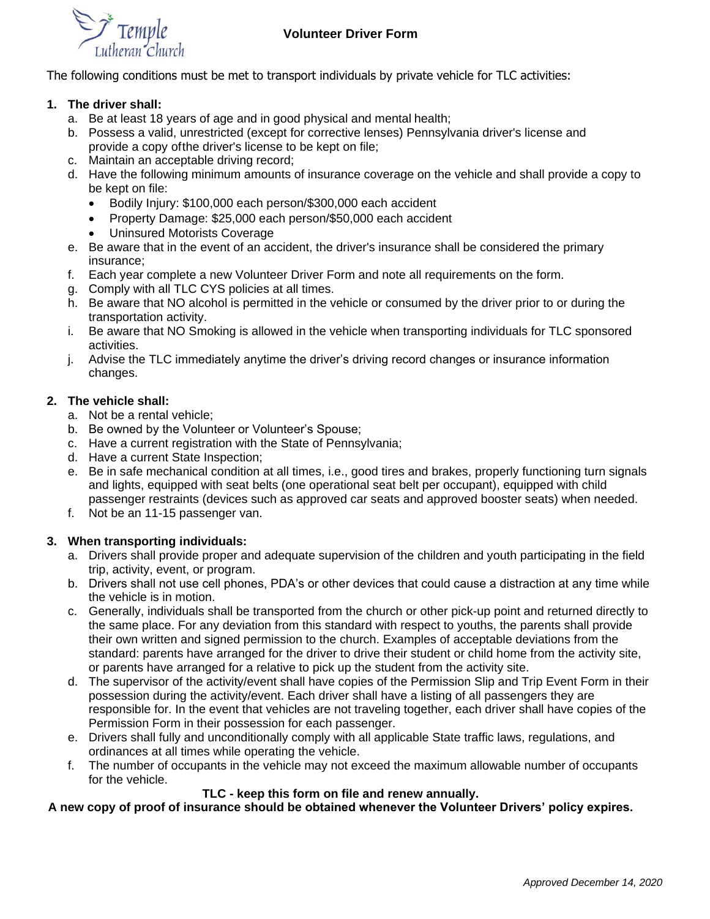Temple Lutheran Church

**Volunteer Driver Form**

The following conditions must be met to transport individuals by private vehicle for TLC activities:

1. **The driver shall:**
   a. Be at least 18 years of age and in good physical and mental health;
   b. Possess a valid, unrestricted (except for corrective lenses) Pennsylvania driver's license and provide a copy ofthe driver's license to be kept on file;
   c. Maintain an acceptable driving record;
   d. Have the following minimum amounts of insurance coverage on the vehicle and shall provide a copy to be kept on file:
      - Bodily Injury: $100,000 each person/$300,000 each accident
      - Property Damage: $25,000 each person/$50,000 each accident
      - Uninsured Motorists Coverage
   e. Be aware that in the event of an accident, the driver's insurance shall be considered the primary insurance;
   f. Each year complete a new Volunteer Driver Form and note all requirements on the form.
   g. Comply with all TLC CYS policies at all times.
   h. Be aware that NO alcohol is permitted in the vehicle or consumed by the driver prior to or during the transportation activity.
   i. Be aware that NO Smoking is allowed in the vehicle when transporting individuals for TLC sponsored activities.
   j. Advise the TLC immediately anytime the driver's driving record changes or insurance information changes.

2. **The vehicle shall:**
   a. Not be a rental vehicle;
   b. Be owned by the Volunteer or Volunteer's Spouse;
   c. Have a current registration with the State of Pennsylvania;
   d. Have a current State Inspection;
   e. Be in safe mechanical condition at all times, i.e., good tires and brakes, properly functioning turn signals and lights, equipped with seat belts (one operational seat belt per occupant), equipped with child passenger restraints (devices such as approved car seats and approved booster seats) when needed.
   f. Not be an 11-15 passenger van.

3. **When transporting individuals:**
   a. Drivers shall provide proper and adequate supervision of the children and youth participating in the field trip, activity, event, or program.
   b. Drivers shall not use cell phones, PDA's or other devices that could cause a distraction at any time while the vehicle is in motion.
   c. Generally, individuals shall be transported from the church or other pick-up point and returned directly to the same place. For any deviation from this standard with respect to youths, the parents shall provide their own written and signed permission to the church. Examples of acceptable deviations from the standard: parents have arranged for the driver to drive their student or child home from the activity site, or parents have arranged for a relative to pick up the student from the activity site.
   d. The supervisor of the activity/event shall have copies of the Permission Slip and Trip Event Form in their possession during the activity/event. Each driver shall have a listing of all passengers they are responsible for. In the event that vehicles are not traveling together, each driver shall have copies of the Permission Form in their possession for each passenger.
   e. Drivers shall fully and unconditionally comply with all applicable State traffic laws, regulations, and ordinances at all times while operating the vehicle.
   f. The number of occupants in the vehicle may not exceed the maximum allowable number of occupants for the vehicle.

**TLC - keep this form on file and renew annually.**

**A new copy of proof of insurance should be obtained whenever the Volunteer Drivers' policy expires.**

*Approved December 14, 2020*